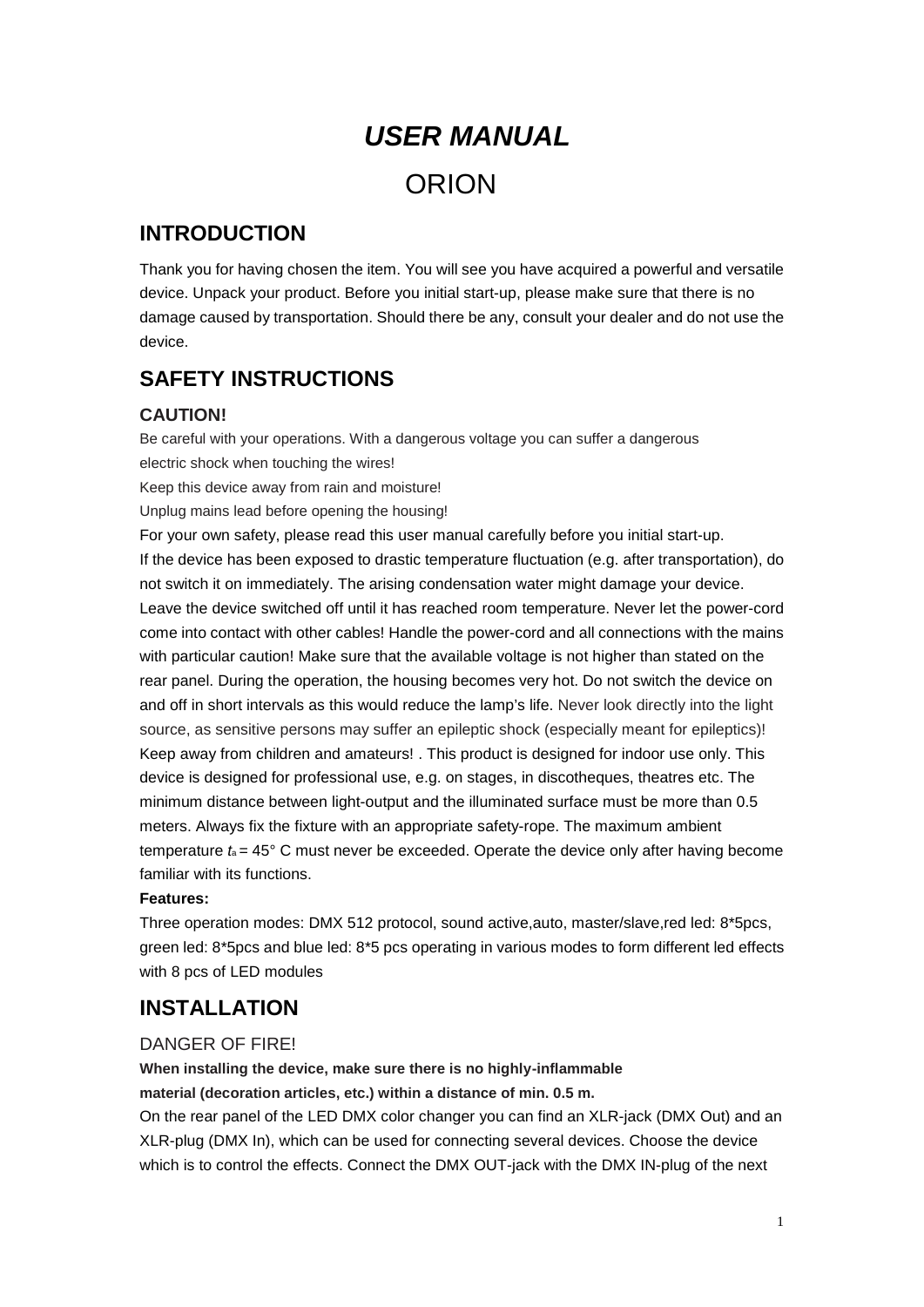# *USER MANUAL*

# ORION

## INTRODUCTION

Thank you for having chosen the item. You will see you have acquired a powerful and versatile device. Unpack your product. Before you initial start-up, please make sure that there is no damage caused by transportation. Should there be any, consult your dealer and do not use the device.

## SAFETY INSTRUCTIONS

### CAUTION!

Be careful with your operations. With a dangerous voltage you can suffer a dangerous electric shock when touching the wires!

Keep this device away from rain and moisture!

Unplug mains lead before opening the housing!

For your own safety, please read this user manual carefully before you initial start-up. If the device has been exposed to drastic temperature fluctuation (e.g. after transportation), do not switch it on immediately. The arising condensation water might damage your device. Leave the device switched off until it has reached room temperature. Never let the power-cord come into contact with other cables! Handle the power-cord and all connections with the mains with particular caution! Make sure that the available voltage is not higher than stated on the rear panel. During the operation, the housing becomes very hot. Do not switch the device on and off in short intervals as this would reduce the lamp's life. Never look directly into the light source, as sensitive persons may suffer an epileptic shock (especially meant for epileptics)! Keep away from children and amateurs! . This product is designed for indoor use only. This device is designed for professional use, e.g. on stages, in discotheques, theatres etc. The minimum distance between light-output and the illuminated surface must be more than 0.5 meters. Always fix the fixture with an appropriate safety-rope. The maximum ambient temperature $t_a$ = 45° C must never be exceeded. Operate the device only after having become familiar with its functions.

**Features:**

Three operation modes: DMX 512 protocol, sound active,auto, master/slave,red led: 8*5pcs, green led: 8*5pcs and blue led: 8*5 pcs operating in various modes to form different led effects with 8 pcs of LED modules

## INSTALLATION

DANGER OF FIRE!

**When installing the device, make sure there is no highly-inflammable material (decoration articles, etc.) within a distance of min. 0.5 m.**

On the rear panel of the LED DMX color changer you can find an XLR-jack (DMX Out) and an XLR-plug (DMX In), which can be used for connecting several devices. Choose the device which is to control the effects. Connect the DMX OUT-jack with the DMX IN-plug of the next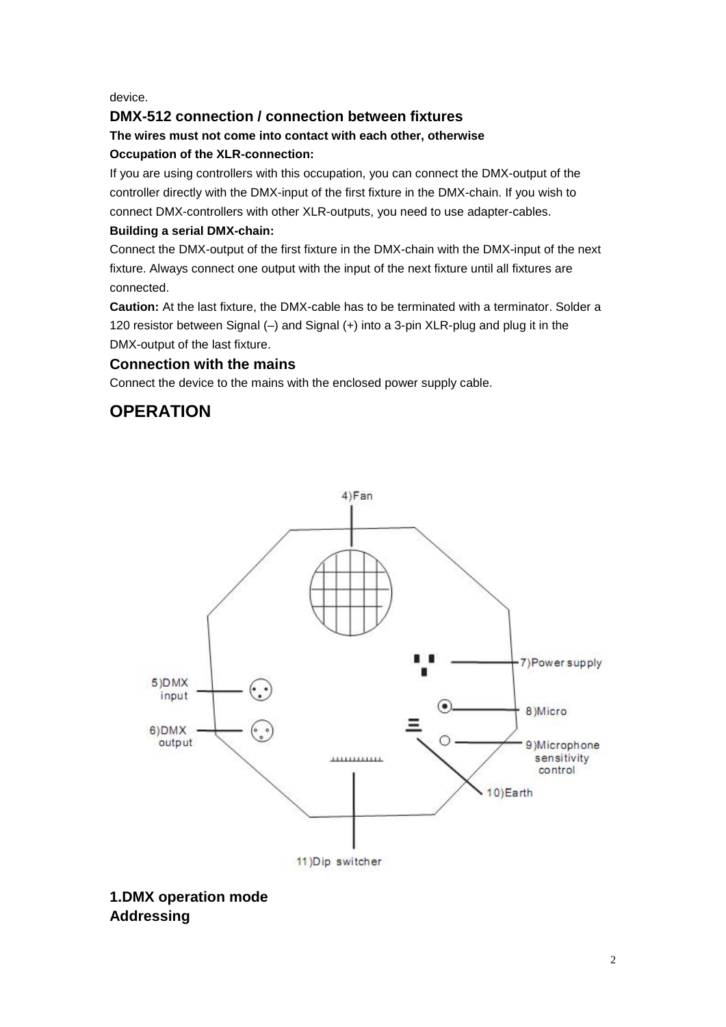device.

### DMX-512 connection / connection between fixtures

**The wires must not come into contact with each other, otherwise**

**Occupation of the XLR-connection:**

If you are using controllers with this occupation, you can connect the DMX-output of the controller directly with the DMX-input of the first fixture in the DMX-chain. If you wish to connect DMX-controllers with other XLR-outputs, you need to use adapter-cables.

**Building a serial DMX-chain:**

Connect the DMX-output of the first fixture in the DMX-chain with the DMX-input of the next fixture. Always connect one output with the input of the next fixture until all fixtures are connected.

**Caution:** At the last fixture, the DMX-cable has to be terminated with a terminator. Solder a 120 resistor between Signal (–) and Signal (+) into a 3-pin XLR-plug and plug it in the DMX-output of the last fixture.

### Connection with the mains

Connect the device to the mains with the enclosed power supply cable.

## OPERATION

4)Fan

5)DMX input

6)DMX output

7)Power supply

8)Micro

9)Microphone sensitivity control

10)Earth

11)Dip switcher

### 1.DMX operation mode
### Addressing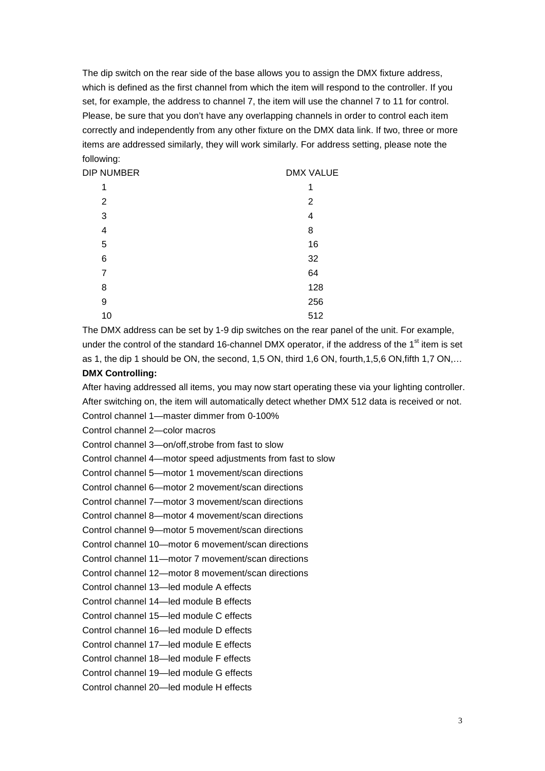The dip switch on the rear side of the base allows you to assign the DMX fixture address, which is defined as the first channel from which the item will respond to the controller. If you set, for example, the address to channel 7, the item will use the channel 7 to 11 for control. Please, be sure that you don't have any overlapping channels in order to control each item correctly and independently from any other fixture on the DMX data link. If two, three or more items are addressed similarly, they will work similarly. For address setting, please note the following:

| DIP NUMBER | DMX VALUE |
|---|---|
| 1 | 1 |
| 2 | 2 |
| 3 | 4 |
| 4 | 8 |
| 5 | 16 |
| 6 | 32 |
| 7 | 64 |
| 8 | 128 |
| 9 | 256 |
| 10 | 512 |

The DMX address can be set by 1-9 dip switches on the rear panel of the unit. For example, under the control of the standard 16-channel DMX operator, if the address of the 1st item is set as 1, the dip 1 should be ON, the second, 1,5 ON, third 1,6 ON, fourth,1,5,6 ON,fifth 1,7 ON,…

**DMX Controlling:**

After having addressed all items, you may now start operating these via your lighting controller. After switching on, the item will automatically detect whether DMX 512 data is received or not.

Control channel 1—master dimmer from 0-100%

Control channel 2—color macros

Control channel 3—on/off,strobe from fast to slow

Control channel 4—motor speed adjustments from fast to slow

Control channel 5—motor 1 movement/scan directions

Control channel 6—motor 2 movement/scan directions

Control channel 7—motor 3 movement/scan directions

Control channel 8—motor 4 movement/scan directions

Control channel 9—motor 5 movement/scan directions

Control channel 10—motor 6 movement/scan directions

Control channel 11—motor 7 movement/scan directions

Control channel 12—motor 8 movement/scan directions

Control channel 13—led module A effects

Control channel 14—led module B effects

Control channel 15—led module C effects

Control channel 16—led module D effects

Control channel 17—led module E effects

Control channel 18—led module F effects

Control channel 19—led module G effects

Control channel 20—led module H effects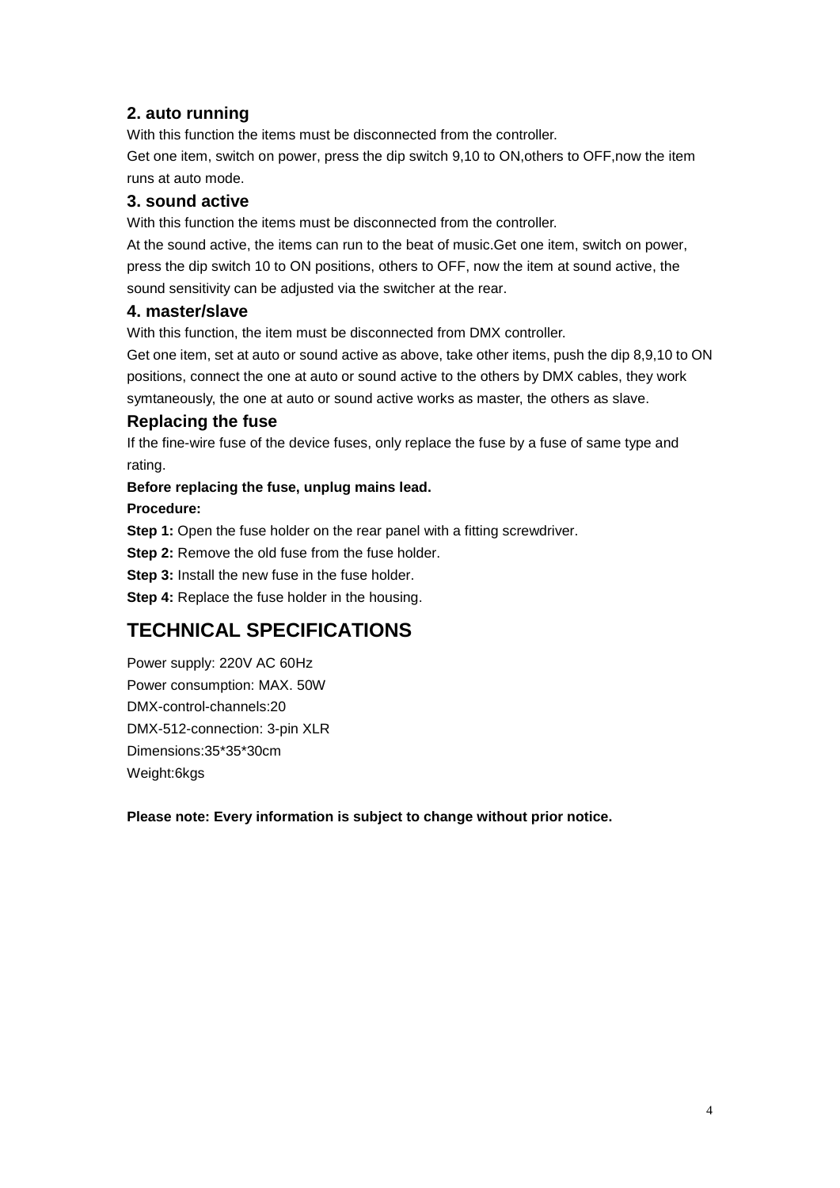### 2. auto running

With this function the items must be disconnected from the controller.

Get one item, switch on power, press the dip switch 9,10 to ON,others to OFF,now the item runs at auto mode.

### 3. sound active

With this function the items must be disconnected from the controller.

At the sound active, the items can run to the beat of music.Get one item, switch on power, press the dip switch 10 to ON positions, others to OFF, now the item at sound active, the sound sensitivity can be adjusted via the switcher at the rear.

### 4. master/slave

With this function, the item must be disconnected from DMX controller.

Get one item, set at auto or sound active as above, take other items, push the dip 8,9,10 to ON positions, connect the one at auto or sound active to the others by DMX cables, they work symtaneously, the one at auto or sound active works as master, the others as slave.

### Replacing the fuse

If the fine-wire fuse of the device fuses, only replace the fuse by a fuse of same type and rating.

**Before replacing the fuse, unplug mains lead.**

**Procedure:**

**Step 1:** Open the fuse holder on the rear panel with a fitting screwdriver.

**Step 2:** Remove the old fuse from the fuse holder.

**Step 3:** Install the new fuse in the fuse holder.

**Step 4:** Replace the fuse holder in the housing.

## TECHNICAL SPECIFICATIONS

Power supply: 220V AC 60Hz

Power consumption: MAX. 50W

DMX-control-channels:20

DMX-512-connection: 3-pin XLR

Dimensions:35*35*30cm

Weight:6kgs

**Please note: Every information is subject to change without prior notice.**